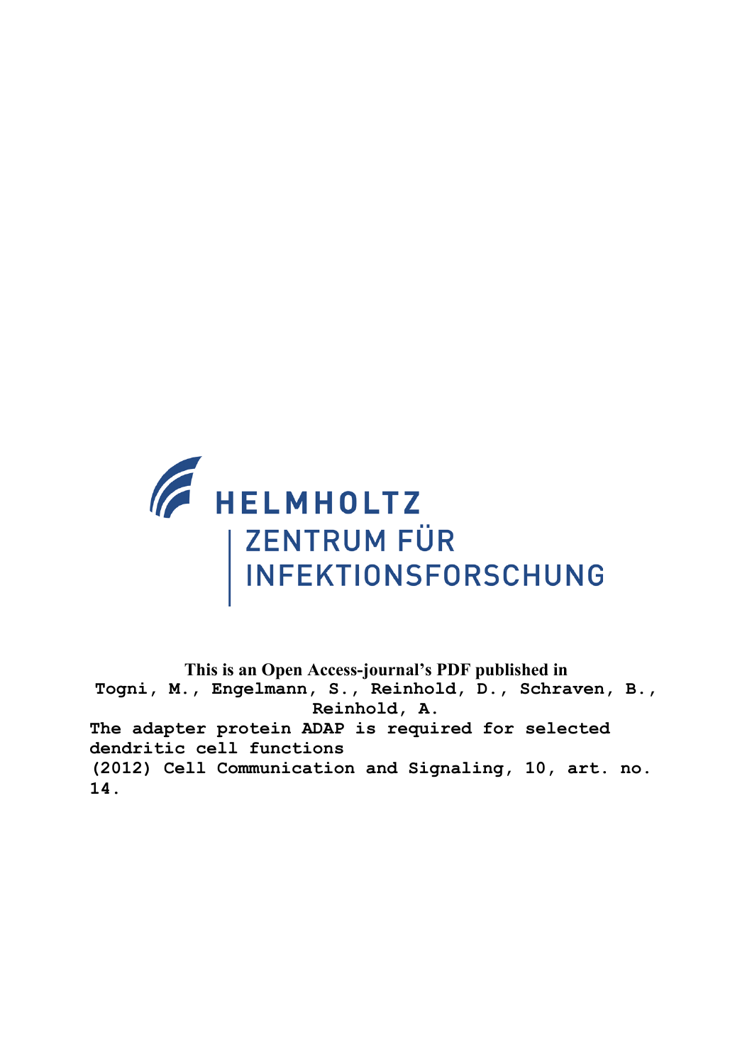HELMHOLTZ
ZENTRUM FÜR
INFEKTIONSFORSCHUNG

**This is an Open Access-journal's PDF published in**

**Togni, M., Engelmann, S., Reinhold, D., Schraven, B., Reinhold, A.**

**The adapter protein ADAP is required for selected dendritic cell functions**

**(2012) Cell Communication and Signaling, 10, art. no. 14.**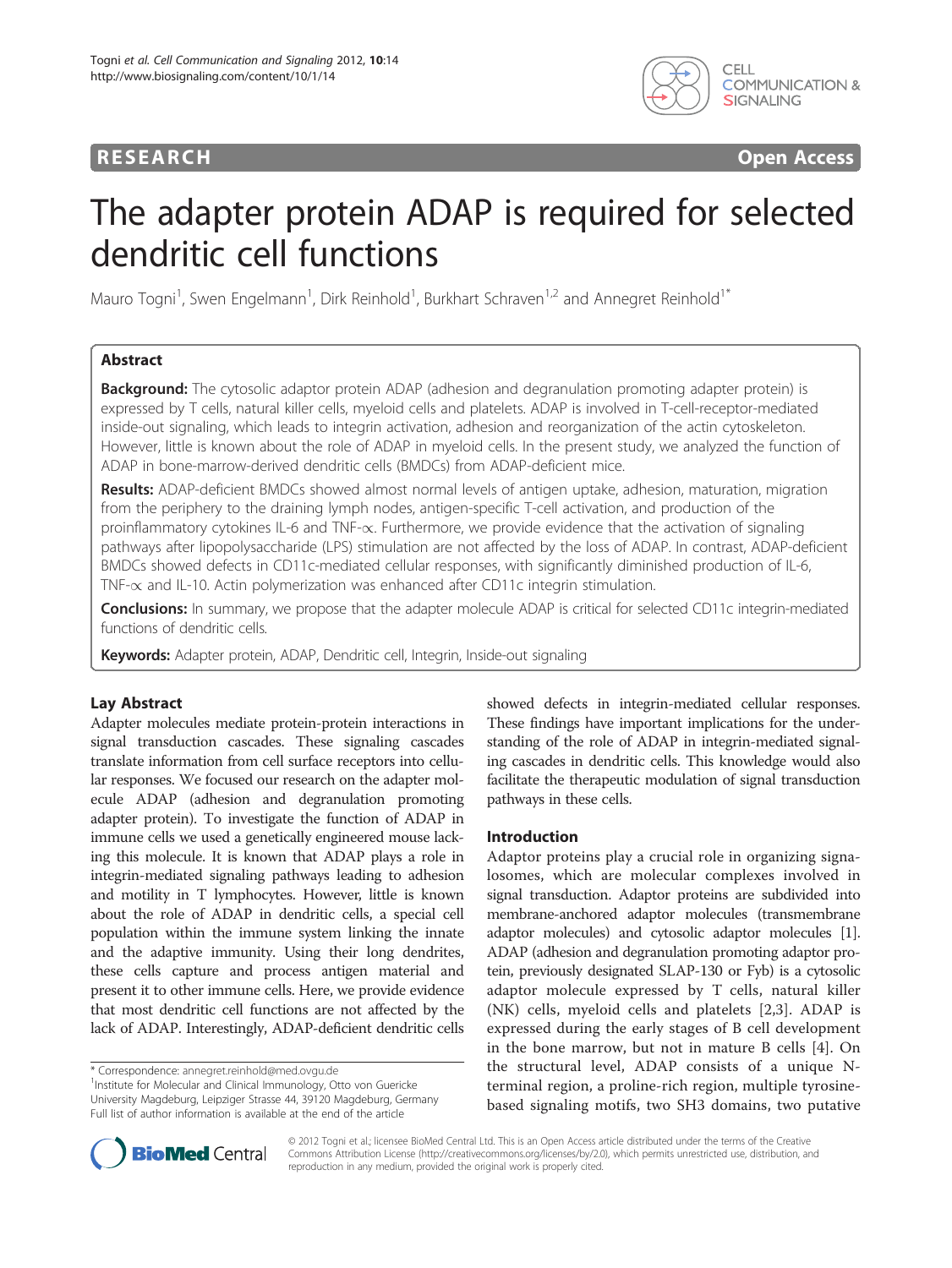RESEARCH Open Access

# The adapter protein ADAP is required for selected dendritic cell functions

Mauro Togni[1], Swen Engelmann[1], Dirk Reinhold[1], Burkhart Schraven[1,2] and Annegret Reinhold[1*]

## Abstract

**Background:** The cytosolic adaptor protein ADAP (adhesion and degranulation promoting adapter protein) is expressed by T cells, natural killer cells, myeloid cells and platelets. ADAP is involved in T-cell-receptor-mediated inside-out signaling, which leads to integrin activation, adhesion and reorganization of the actin cytoskeleton. However, little is known about the role of ADAP in myeloid cells. In the present study, we analyzed the function of ADAP in bone-marrow-derived dendritic cells (BMDCs) from ADAP-deficient mice.

**Results:** ADAP-deficient BMDCs showed almost normal levels of antigen uptake, adhesion, maturation, migration from the periphery to the draining lymph nodes, antigen-specific T-cell activation, and production of the proinflammatory cytokines IL-6 and TNF-$\alpha$. Furthermore, we provide evidence that the activation of signaling pathways after lipopolysaccharide (LPS) stimulation are not affected by the loss of ADAP. In contrast, ADAP-deficient BMDCs showed defects in CD11c-mediated cellular responses, with significantly diminished production of IL-6, TNF-$\alpha$ and IL-10. Actin polymerization was enhanced after CD11c integrin stimulation.

**Conclusions:** In summary, we propose that the adapter molecule ADAP is critical for selected CD11c integrin-mediated functions of dendritic cells.

**Keywords:** Adapter protein, ADAP, Dendritic cell, Integrin, Inside-out signaling

## Lay Abstract

Adapter molecules mediate protein-protein interactions in signal transduction cascades. These signaling cascades translate information from cell surface receptors into cellular responses. We focused our research on the adapter molecule ADAP (adhesion and degranulation promoting adapter protein). To investigate the function of ADAP in immune cells we used a genetically engineered mouse lacking this molecule. It is known that ADAP plays a role in integrin-mediated signaling pathways leading to adhesion and motility in T lymphocytes. However, little is known about the role of ADAP in dendritic cells, a special cell population within the immune system linking the innate and the adaptive immunity. Using their long dendrites, these cells capture and process antigen material and present it to other immune cells. Here, we provide evidence that most dendritic cell functions are not affected by the lack of ADAP. Interestingly, ADAP-deficient dendritic cells showed defects in integrin-mediated cellular responses. These findings have important implications for the understanding of the role of ADAP in integrin-mediated signaling cascades in dendritic cells. This knowledge would also facilitate the therapeutic modulation of signal transduction pathways in these cells.

## Introduction

Adaptor proteins play a crucial role in organizing signalosomes, which are molecular complexes involved in signal transduction. Adaptor proteins are subdivided into membrane-anchored adaptor molecules (transmembrane adaptor molecules) and cytosolic adaptor molecules [1]. ADAP (adhesion and degranulation promoting adaptor protein, previously designated SLAP-130 or Fyb) is a cytosolic adaptor molecule expressed by T cells, natural killer (NK) cells, myeloid cells and platelets [2,3]. ADAP is expressed during the early stages of B cell development in the bone marrow, but not in mature B cells [4]. On the structural level, ADAP consists of a unique N-terminal region, a proline-rich region, multiple tyrosine-based signaling motifs, two SH3 domains, two putative

\* Correspondence: annegret.reinhold@med.ovgu.de
[1]Institute for Molecular and Clinical Immunology, Otto von Guericke University Magdeburg, Leipziger Strasse 44, 39120 Magdeburg, Germany
Full list of author information is available at the end of the article

© 2012 Togni et al.; licensee BioMed Central Ltd. This is an Open Access article distributed under the terms of the Creative Commons Attribution License (http://creativecommons.org/licenses/by/2.0), which permits unrestricted use, distribution, and reproduction in any medium, provided the original work is properly cited.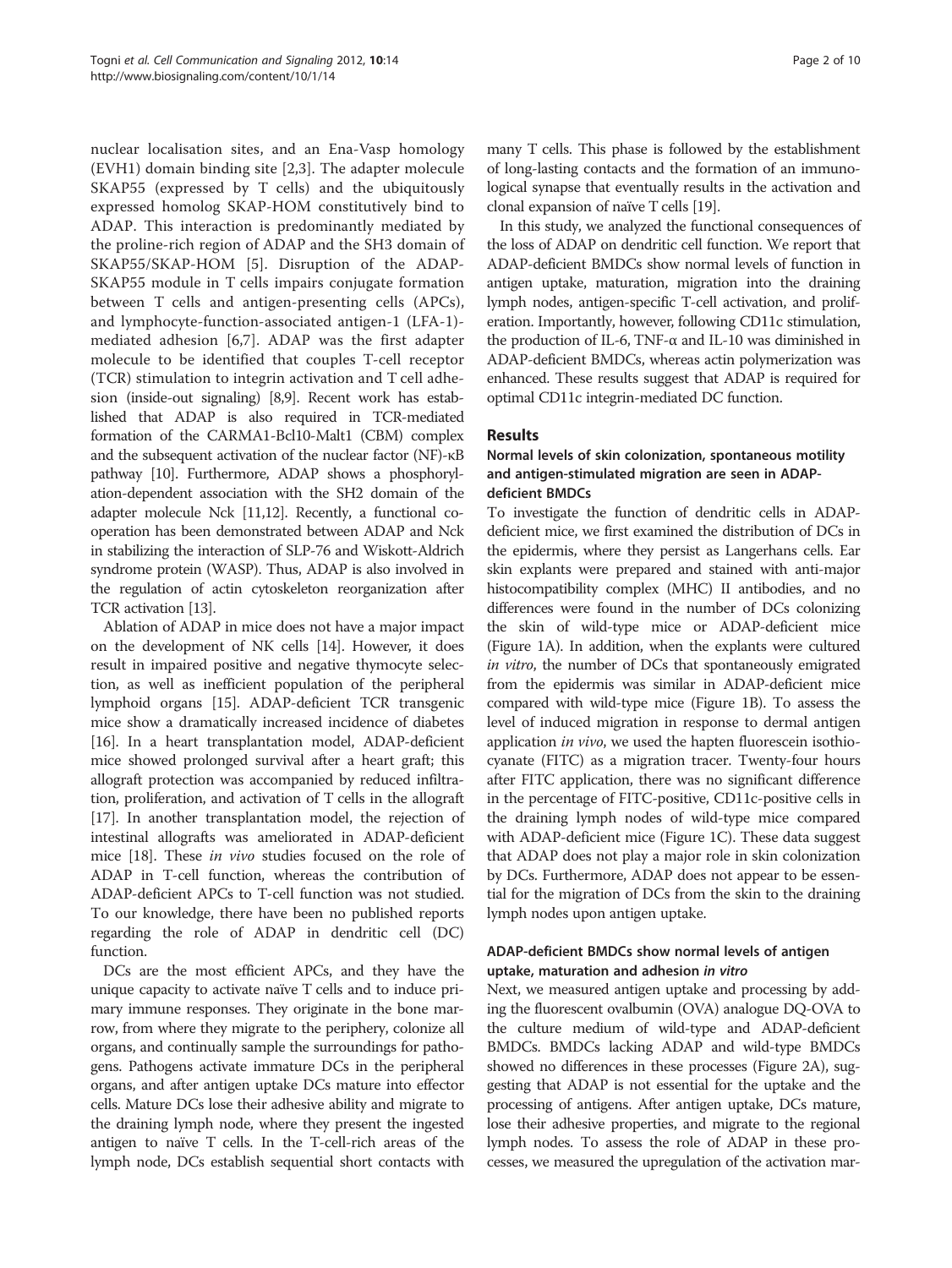nuclear localisation sites, and an Ena-Vasp homology (EVH1) domain binding site [2,3]. The adapter molecule SKAP55 (expressed by T cells) and the ubiquitously expressed homolog SKAP-HOM constitutively bind to ADAP. This interaction is predominantly mediated by the proline-rich region of ADAP and the SH3 domain of SKAP55/SKAP-HOM [5]. Disruption of the ADAP-SKAP55 module in T cells impairs conjugate formation between T cells and antigen-presenting cells (APCs), and lymphocyte-function-associated antigen-1 (LFA-1)-mediated adhesion [6,7]. ADAP was the first adapter molecule to be identified that couples T-cell receptor (TCR) stimulation to integrin activation and T cell adhesion (inside-out signaling) [8,9]. Recent work has established that ADAP is also required in TCR-mediated formation of the CARMA1-Bcl10-Malt1 (CBM) complex and the subsequent activation of the nuclear factor (NF)-κB pathway [10]. Furthermore, ADAP shows a phosphorylation-dependent association with the SH2 domain of the adapter molecule Nck [11,12]. Recently, a functional co-operation has been demonstrated between ADAP and Nck in stabilizing the interaction of SLP-76 and Wiskott-Aldrich syndrome protein (WASP). Thus, ADAP is also involved in the regulation of actin cytoskeleton reorganization after TCR activation [13].

Ablation of ADAP in mice does not have a major impact on the development of NK cells [14]. However, it does result in impaired positive and negative thymocyte selection, as well as inefficient population of the peripheral lymphoid organs [15]. ADAP-deficient TCR transgenic mice show a dramatically increased incidence of diabetes [16]. In a heart transplantation model, ADAP-deficient mice showed prolonged survival after a heart graft; this allograft protection was accompanied by reduced infiltration, proliferation, and activation of T cells in the allograft [17]. In another transplantation model, the rejection of intestinal allografts was ameliorated in ADAP-deficient mice [18]. These *in vivo* studies focused on the role of ADAP in T-cell function, whereas the contribution of ADAP-deficient APCs to T-cell function was not studied. To our knowledge, there have been no published reports regarding the role of ADAP in dendritic cell (DC) function.

DCs are the most efficient APCs, and they have the unique capacity to activate naïve T cells and to induce primary immune responses. They originate in the bone marrow, from where they migrate to the periphery, colonize all organs, and continually sample the surroundings for pathogens. Pathogens activate immature DCs in the peripheral organs, and after antigen uptake DCs mature into effector cells. Mature DCs lose their adhesive ability and migrate to the draining lymph node, where they present the ingested antigen to naïve T cells. In the T-cell-rich areas of the lymph node, DCs establish sequential short contacts with many T cells. This phase is followed by the establishment of long-lasting contacts and the formation of an immunological synapse that eventually results in the activation and clonal expansion of naïve T cells [19].

In this study, we analyzed the functional consequences of the loss of ADAP on dendritic cell function. We report that ADAP-deficient BMDCs show normal levels of function in antigen uptake, maturation, migration into the draining lymph nodes, antigen-specific T-cell activation, and proliferation. Importantly, however, following CD11c stimulation, the production of IL-6, TNF-α and IL-10 was diminished in ADAP-deficient BMDCs, whereas actin polymerization was enhanced. These results suggest that ADAP is required for optimal CD11c integrin-mediated DC function.

## Results

### Normal levels of skin colonization, spontaneous motility and antigen-stimulated migration are seen in ADAP-deficient BMDCs

To investigate the function of dendritic cells in ADAP-deficient mice, we first examined the distribution of DCs in the epidermis, where they persist as Langerhans cells. Ear skin explants were prepared and stained with anti-major histocompatibility complex (MHC) II antibodies, and no differences were found in the number of DCs colonizing the skin of wild-type mice or ADAP-deficient mice (Figure 1A). In addition, when the explants were cultured *in vitro*, the number of DCs that spontaneously emigrated from the epidermis was similar in ADAP-deficient mice compared with wild-type mice (Figure 1B). To assess the level of induced migration in response to dermal antigen application *in vivo*, we used the hapten fluorescein isothiocyanate (FITC) as a migration tracer. Twenty-four hours after FITC application, there was no significant difference in the percentage of FITC-positive, CD11c-positive cells in the draining lymph nodes of wild-type mice compared with ADAP-deficient mice (Figure 1C). These data suggest that ADAP does not play a major role in skin colonization by DCs. Furthermore, ADAP does not appear to be essential for the migration of DCs from the skin to the draining lymph nodes upon antigen uptake.

### ADAP-deficient BMDCs show normal levels of antigen uptake, maturation and adhesion *in vitro*

Next, we measured antigen uptake and processing by adding the fluorescent ovalbumin (OVA) analogue DQ-OVA to the culture medium of wild-type and ADAP-deficient BMDCs. BMDCs lacking ADAP and wild-type BMDCs showed no differences in these processes (Figure 2A), suggesting that ADAP is not essential for the uptake and the processing of antigens. After antigen uptake, DCs mature, lose their adhesive properties, and migrate to the regional lymph nodes. To assess the role of ADAP in these processes, we measured the upregulation of the activation mar-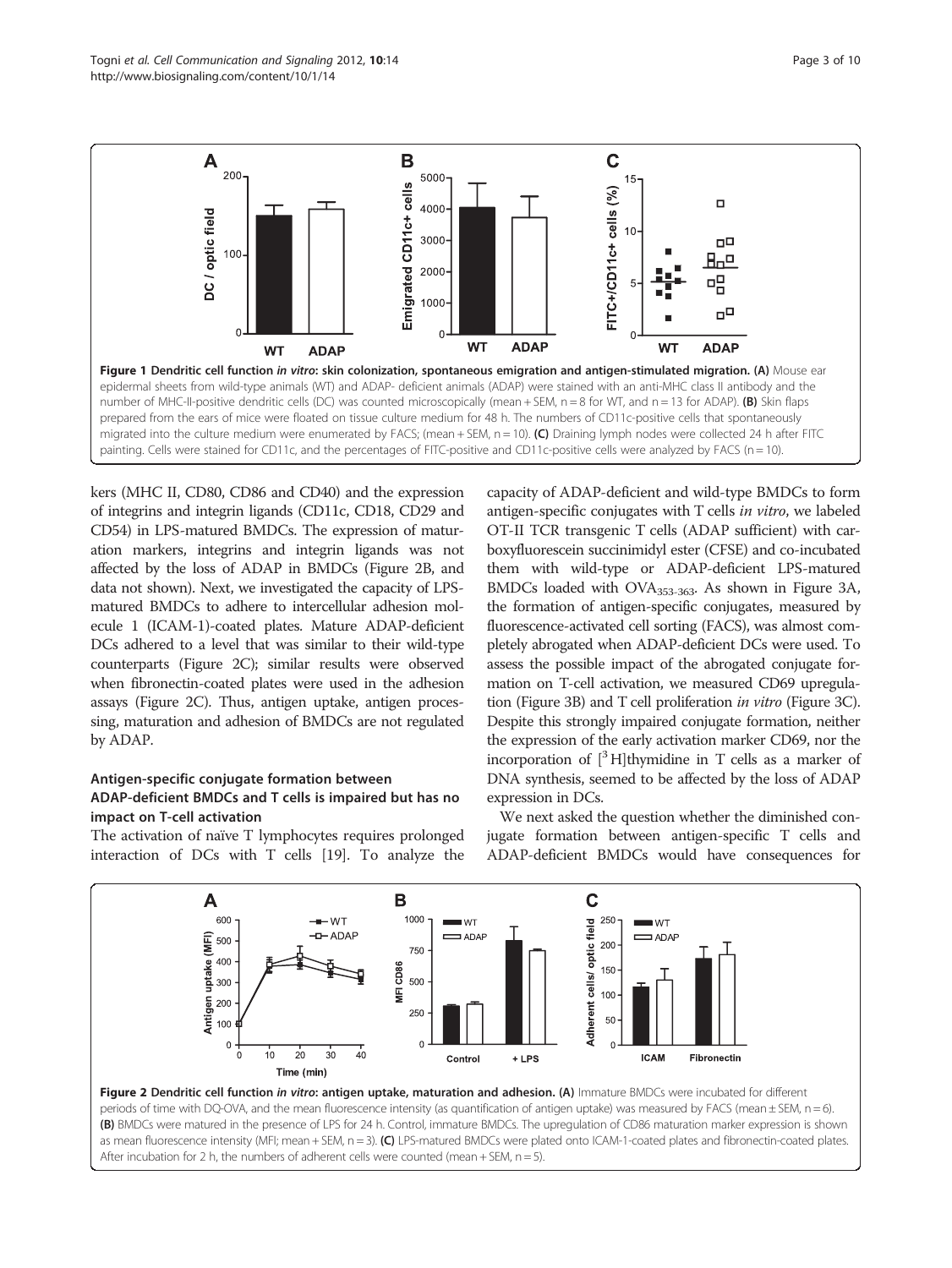**Figure 1 Dendritic cell function *in vitro*: skin colonization, spontaneous emigration and antigen-stimulated migration. (A)** Mouse ear epidermal sheets from wild-type animals (WT) and ADAP- deficient animals (ADAP) were stained with an anti-MHC class II antibody and the number of MHC-II-positive dendritic cells (DC) was counted microscopically (mean + SEM, n = 8 for WT, and n = 13 for ADAP). **(B)** Skin flaps prepared from the ears of mice were floated on tissue culture medium for 48 h. The numbers of CD11c-positive cells that spontaneously migrated into the culture medium were enumerated by FACS; (mean + SEM, n = 10). **(C)** Draining lymph nodes were collected 24 h after FITC painting. Cells were stained for CD11c, and the percentages of FITC-positive and CD11c-positive cells were analyzed by FACS (n = 10).

kers (MHC II, CD80, CD86 and CD40) and the expression of integrins and integrin ligands (CD11c, CD18, CD29 and CD54) in LPS-matured BMDCs. The expression of maturation markers, integrins and integrin ligands was not affected by the loss of ADAP in BMDCs (Figure 2B, and data not shown). Next, we investigated the capacity of LPS-matured BMDCs to adhere to intercellular adhesion molecule 1 (ICAM-1)-coated plates. Mature ADAP-deficient DCs adhered to a level that was similar to their wild-type counterparts (Figure 2C); similar results were observed when fibronectin-coated plates were used in the adhesion assays (Figure 2C). Thus, antigen uptake, antigen processing, maturation and adhesion of BMDCs are not regulated by ADAP.

### Antigen-specific conjugate formation between ADAP-deficient BMDCs and T cells is impaired but has no impact on T-cell activation

The activation of naïve T lymphocytes requires prolonged interaction of DCs with T cells [19]. To analyze the capacity of ADAP-deficient and wild-type BMDCs to form antigen-specific conjugates with T cells *in vitro*, we labeled OT-II TCR transgenic T cells (ADAP sufficient) with carboxyfluorescein succinimidyl ester (CFSE) and co-incubated them with wild-type or ADAP-deficient LPS-matured BMDCs loaded with $OVA_{353-363}$. As shown in Figure 3A, the formation of antigen-specific conjugates, measured by fluorescence-activated cell sorting (FACS), was almost completely abrogated when ADAP-deficient DCs were used. To assess the possible impact of the abrogated conjugate formation on T-cell activation, we measured CD69 upregulation (Figure 3B) and T cell proliferation *in vitro* (Figure 3C). Despite this strongly impaired conjugate formation, neither the expression of the early activation marker CD69, nor the incorporation of [$^{3}$H]thymidine in T cells as a marker of DNA synthesis, seemed to be affected by the loss of ADAP expression in DCs.

We next asked the question whether the diminished conjugate formation between antigen-specific T cells and ADAP-deficient BMDCs would have consequences for

**Figure 2 Dendritic cell function *in vitro*: antigen uptake, maturation and adhesion. (A)** Immature BMDCs were incubated for different periods of time with DQ-OVA, and the mean fluorescence intensity (as quantification of antigen uptake) was measured by FACS (mean ± SEM, n = 6). **(B)** BMDCs were matured in the presence of LPS for 24 h. Control, immature BMDCs. The upregulation of CD86 maturation marker expression is shown as mean fluorescence intensity (MFI; mean + SEM, n = 3). **(C)** LPS-matured BMDCs were plated onto ICAM-1-coated plates and fibronectin-coated plates. After incubation for 2 h, the numbers of adherent cells were counted (mean + SEM, n = 5).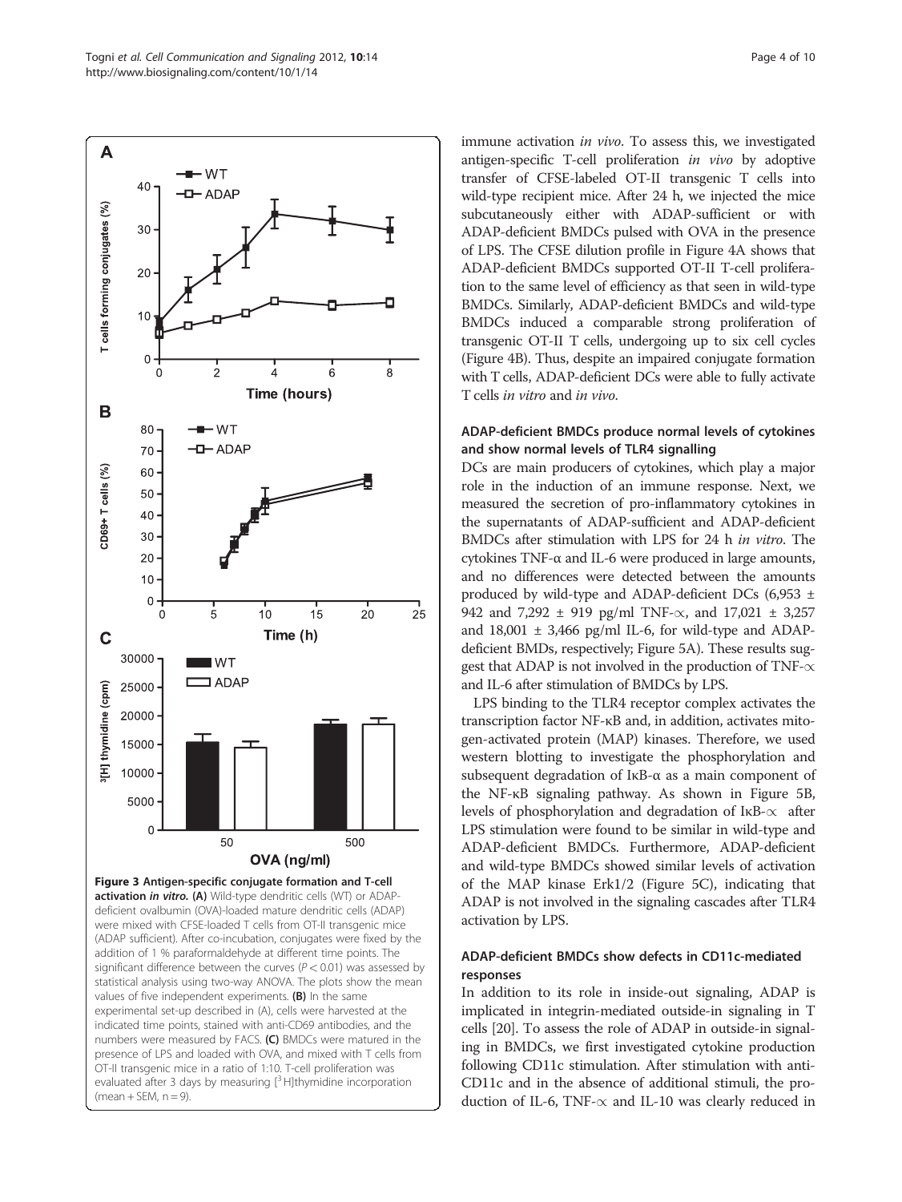**Figure 3 Antigen-specific conjugate formation and T-cell activation *in vitro*.** **(A)** Wild-type dendritic cells (WT) or ADAP-deficient ovalbumin (OVA)-loaded mature dendritic cells (ADAP) were mixed with CFSE-loaded T cells from OT-II transgenic mice (ADAP sufficient). After co-incubation, conjugates were fixed by the addition of 1 % paraformaldehyde at different time points. The significant difference between the curves ($P < 0.01$) was assessed by statistical analysis using two-way ANOVA. The plots show the mean values of five independent experiments. **(B)** In the same experimental set-up described in (A), cells were harvested at the indicated time points, stained with anti-CD69 antibodies, and the numbers were measured by FACS. **(C)** BMDCs were matured in the presence of LPS and loaded with OVA, and mixed with T cells from OT-II transgenic mice in a ratio of 1:10. T-cell proliferation was evaluated after 3 days by measuring [$^{3}$H]thymidine incorporation (mean + SEM, n = 9).

immune activation *in vivo*. To assess this, we investigated antigen-specific T-cell proliferation *in vivo* by adoptive transfer of CFSE-labeled OT-II transgenic T cells into wild-type recipient mice. After 24 h, we injected the mice subcutaneously either with ADAP-sufficient or with ADAP-deficient BMDCs pulsed with OVA in the presence of LPS. The CFSE dilution profile in Figure 4A shows that ADAP-deficient BMDCs supported OT-II T-cell proliferation to the same level of efficiency as that seen in wild-type BMDCs. Similarly, ADAP-deficient BMDCs and wild-type BMDCs induced a comparable strong proliferation of transgenic OT-II T cells, undergoing up to six cell cycles (Figure 4B). Thus, despite an impaired conjugate formation with T cells, ADAP-deficient DCs were able to fully activate T cells *in vitro* and *in vivo*.

### ADAP-deficient BMDCs produce normal levels of cytokines and show normal levels of TLR4 signalling

DCs are main producers of cytokines, which play a major role in the induction of an immune response. Next, we measured the secretion of pro-inflammatory cytokines in the supernatants of ADAP-sufficient and ADAP-deficient BMDCs after stimulation with LPS for 24 h *in vitro*. The cytokines TNF-α and IL-6 were produced in large amounts, and no differences were detected between the amounts produced by wild-type and ADAP-deficient DCs (6,953 ± 942 and 7,292 ± 919 pg/ml TNF-∝, and 17,021 ± 3,257 and 18,001 ± 3,466 pg/ml IL-6, for wild-type and ADAP-deficient BMDs, respectively; Figure 5A). These results suggest that ADAP is not involved in the production of TNF-∝ and IL-6 after stimulation of BMDCs by LPS.

LPS binding to the TLR4 receptor complex activates the transcription factor NF-κB and, in addition, activates mitogen-activated protein (MAP) kinases. Therefore, we used western blotting to investigate the phosphorylation and subsequent degradation of IκB-α as a main component of the NF-κB signaling pathway. As shown in Figure 5B, levels of phosphorylation and degradation of IκB-∝ after LPS stimulation were found to be similar in wild-type and ADAP-deficient BMDCs. Furthermore, ADAP-deficient and wild-type BMDCs showed similar levels of activation of the MAP kinase Erk1/2 (Figure 5C), indicating that ADAP is not involved in the signaling cascades after TLR4 activation by LPS.

### ADAP-deficient BMDCs show defects in CD11c-mediated responses

In addition to its role in inside-out signaling, ADAP is implicated in integrin-mediated outside-in signaling in T cells [20]. To assess the role of ADAP in outside-in signaling in BMDCs, we first investigated cytokine production following CD11c stimulation. After stimulation with anti-CD11c and in the absence of additional stimuli, the production of IL-6, TNF-∝ and IL-10 was clearly reduced in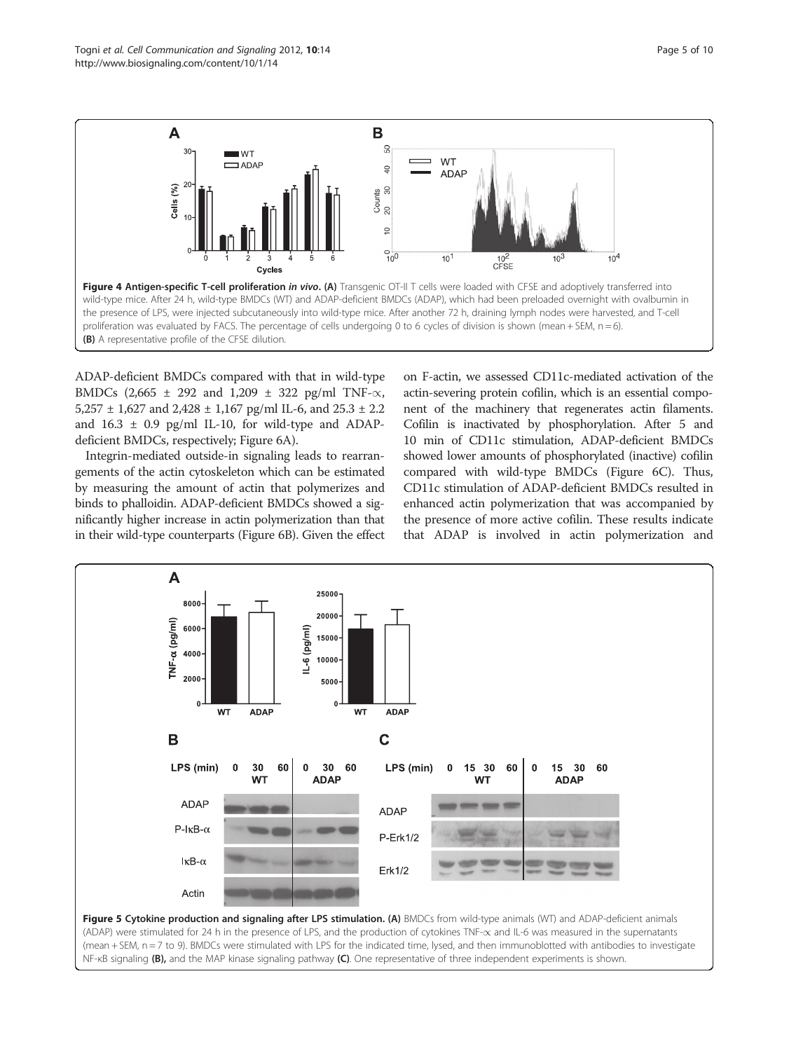**Figure 4 Antigen-specific T-cell proliferation *in vivo*. (A)** Transgenic OT-II T cells were loaded with CFSE and adoptively transferred into wild-type mice. After 24 h, wild-type BMDCs (WT) and ADAP-deficient BMDCs (ADAP), which had been preloaded overnight with ovalbumin in the presence of LPS, were injected subcutaneously into wild-type mice. After another 72 h, draining lymph nodes were harvested, and T-cell proliferation was evaluated by FACS. The percentage of cells undergoing 0 to 6 cycles of division is shown (mean + SEM, n = 6). **(B)** A representative profile of the CFSE dilution.

ADAP-deficient BMDCs compared with that in wild-type BMDCs (2,665 ± 292 and 1,209 ± 322 pg/ml TNF-∝, 5,257 ± 1,627 and 2,428 ± 1,167 pg/ml IL-6, and 25.3 ± 2.2 and 16.3 ± 0.9 pg/ml IL-10, for wild-type and ADAP-deficient BMDCs, respectively; Figure 6A).

Integrin-mediated outside-in signaling leads to rearrangements of the actin cytoskeleton which can be estimated by measuring the amount of actin that polymerizes and binds to phalloidin. ADAP-deficient BMDCs showed a significantly higher increase in actin polymerization than that in their wild-type counterparts (Figure 6B). Given the effect on F-actin, we assessed CD11c-mediated activation of the actin-severing protein cofilin, which is an essential component of the machinery that regenerates actin filaments. Cofilin is inactivated by phosphorylation. After 5 and 10 min of CD11c stimulation, ADAP-deficient BMDCs showed lower amounts of phosphorylated (inactive) cofilin compared with wild-type BMDCs (Figure 6C). Thus, CD11c stimulation of ADAP-deficient BMDCs resulted in enhanced actin polymerization that was accompanied by the presence of more active cofilin. These results indicate that ADAP is involved in actin polymerization and

**Figure 5 Cytokine production and signaling after LPS stimulation. (A)** BMDCs from wild-type animals (WT) and ADAP-deficient animals (ADAP) were stimulated for 24 h in the presence of LPS, and the production of cytokines TNF-∝ and IL-6 was measured in the supernatants (mean + SEM, n = 7 to 9). BMDCs were stimulated with LPS for the indicated time, lysed, and then immunoblotted with antibodies to investigate NF-κB signaling **(B),** and the MAP kinase signaling pathway **(C)**. One representative of three independent experiments is shown.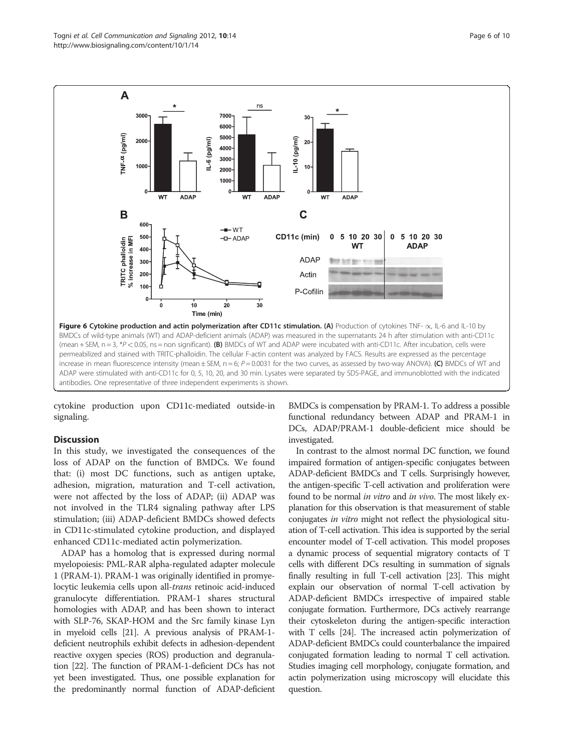Figure 6 Cytokine production and actin polymerization after CD11c stimulation. (A) Production of cytokines TNF- $\alpha$, IL-6 and IL-10 by BMDCs of wild-type animals (WT) and ADAP-deficient animals (ADAP) was measured in the supernatants 24 h after stimulation with anti-CD11c (mean + SEM, n = 3, $*P < 0.05$, ns = non significant). (B) BMDCs of WT and ADAP were incubated with anti-CD11c. After incubation, cells were permeabilized and stained with TRITC-phalloidin. The cellular F-actin content was analyzed by FACS. Results are expressed as the percentage increase in mean fluorescence intensity (mean ± SEM, n = 6; $P = 0.0031$ for the two curves, as assessed by two-way ANOVA). (C) BMDCs of WT and ADAP were stimulated with anti-CD11c for 0, 5, 10, 20, and 30 min. Lysates were separated by SDS-PAGE, and immunoblotted with the indicated antibodies. One representative of three independent experiments is shown.

cytokine production upon CD11c-mediated outside-in signaling.

## Discussion

In this study, we investigated the consequences of the loss of ADAP on the function of BMDCs. We found that: (i) most DC functions, such as antigen uptake, adhesion, migration, maturation and T-cell activation, were not affected by the loss of ADAP; (ii) ADAP was not involved in the TLR4 signaling pathway after LPS stimulation; (iii) ADAP-deficient BMDCs showed defects in CD11c-stimulated cytokine production, and displayed enhanced CD11c-mediated actin polymerization.

ADAP has a homolog that is expressed during normal myelopoiesis: PML-RAR alpha-regulated adapter molecule 1 (PRAM-1). PRAM-1 was originally identified in promyelocytic leukemia cells upon all-*trans* retinoic acid-induced granulocyte differentiation. PRAM-1 shares structural homologies with ADAP, and has been shown to interact with SLP-76, SKAP-HOM and the Src family kinase Lyn in myeloid cells [21]. A previous analysis of PRAM-1-deficient neutrophils exhibit defects in adhesion-dependent reactive oxygen species (ROS) production and degranulation [22]. The function of PRAM-1-deficient DCs has not yet been investigated. Thus, one possible explanation for the predominantly normal function of ADAP-deficient BMDCs is compensation by PRAM-1. To address a possible functional redundancy between ADAP and PRAM-1 in DCs, ADAP/PRAM-1 double-deficient mice should be investigated.

In contrast to the almost normal DC function, we found impaired formation of antigen-specific conjugates between ADAP-deficient BMDCs and T cells. Surprisingly however, the antigen-specific T-cell activation and proliferation were found to be normal *in vitro* and *in vivo*. The most likely explanation for this observation is that measurement of stable conjugates *in vitro* might not reflect the physiological situation of T-cell activation. This idea is supported by the serial encounter model of T-cell activation. This model proposes a dynamic process of sequential migratory contacts of T cells with different DCs resulting in summation of signals finally resulting in full T-cell activation [23]. This might explain our observation of normal T-cell activation by ADAP-deficient BMDCs irrespective of impaired stable conjugate formation. Furthermore, DCs actively rearrange their cytoskeleton during the antigen-specific interaction with T cells [24]. The increased actin polymerization of ADAP-deficient BMDCs could counterbalance the impaired conjugated formation leading to normal T cell activation. Studies imaging cell morphology, conjugate formation, and actin polymerization using microscopy will elucidate this question.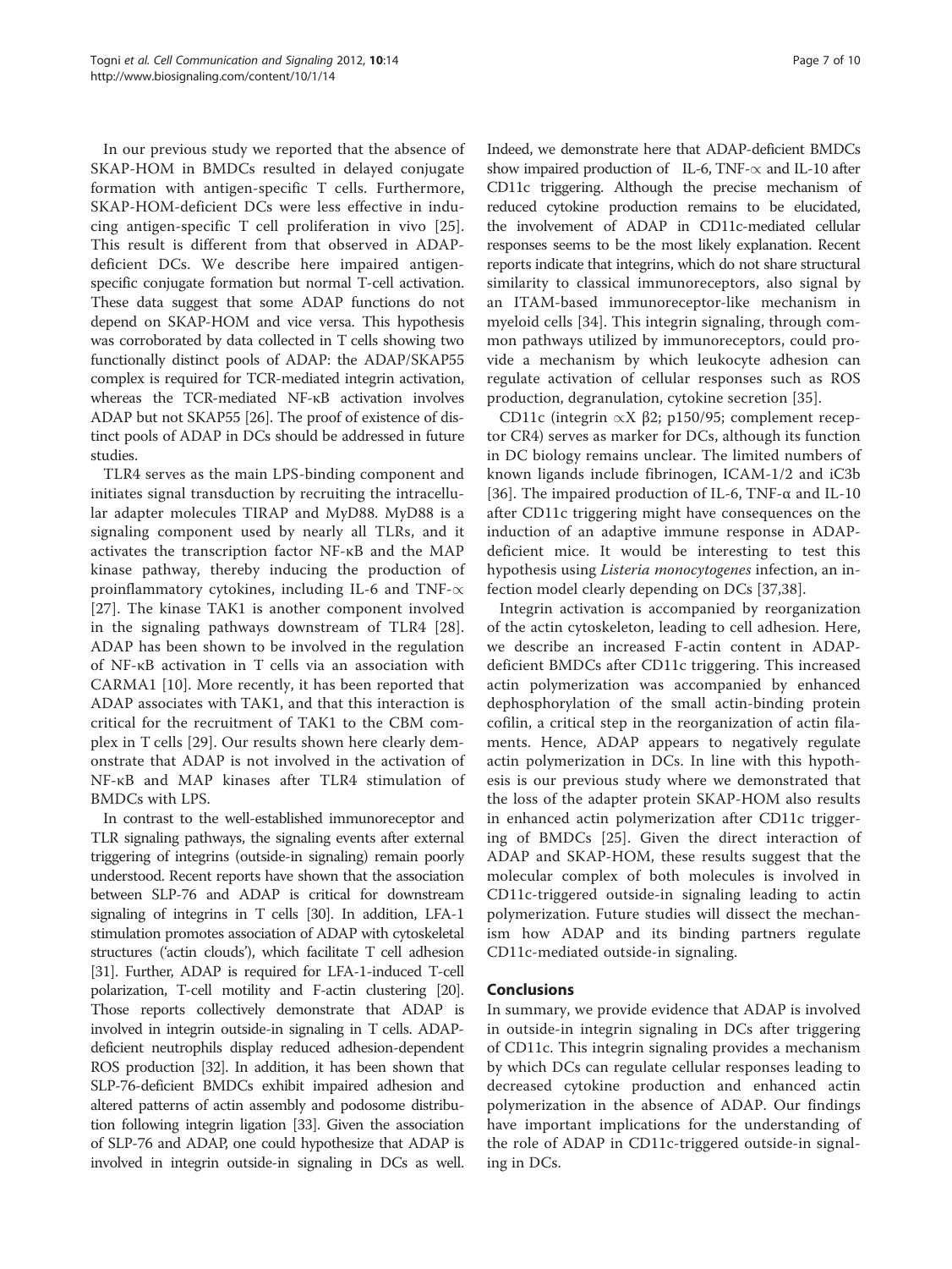In our previous study we reported that the absence of SKAP-HOM in BMDCs resulted in delayed conjugate formation with antigen-specific T cells. Furthermore, SKAP-HOM-deficient DCs were less effective in inducing antigen-specific T cell proliferation in vivo [25]. This result is different from that observed in ADAP-deficient DCs. We describe here impaired antigen-specific conjugate formation but normal T-cell activation. These data suggest that some ADAP functions do not depend on SKAP-HOM and vice versa. This hypothesis was corroborated by data collected in T cells showing two functionally distinct pools of ADAP: the ADAP/SKAP55 complex is required for TCR-mediated integrin activation, whereas the TCR-mediated NF-κB activation involves ADAP but not SKAP55 [26]. The proof of existence of distinct pools of ADAP in DCs should be addressed in future studies.

TLR4 serves as the main LPS-binding component and initiates signal transduction by recruiting the intracellular adapter molecules TIRAP and MyD88. MyD88 is a signaling component used by nearly all TLRs, and it activates the transcription factor NF-κB and the MAP kinase pathway, thereby inducing the production of proinflammatory cytokines, including IL-6 and TNF-∝ [27]. The kinase TAK1 is another component involved in the signaling pathways downstream of TLR4 [28]. ADAP has been shown to be involved in the regulation of NF-κB activation in T cells via an association with CARMA1 [10]. More recently, it has been reported that ADAP associates with TAK1, and that this interaction is critical for the recruitment of TAK1 to the CBM complex in T cells [29]. Our results shown here clearly demonstrate that ADAP is not involved in the activation of NF-κB and MAP kinases after TLR4 stimulation of BMDCs with LPS.

In contrast to the well-established immunoreceptor and TLR signaling pathways, the signaling events after external triggering of integrins (outside-in signaling) remain poorly understood. Recent reports have shown that the association between SLP-76 and ADAP is critical for downstream signaling of integrins in T cells [30]. In addition, LFA-1 stimulation promotes association of ADAP with cytoskeletal structures ('actin clouds'), which facilitate T cell adhesion [31]. Further, ADAP is required for LFA-1-induced T-cell polarization, T-cell motility and F-actin clustering [20]. Those reports collectively demonstrate that ADAP is involved in integrin outside-in signaling in T cells. ADAP-deficient neutrophils display reduced adhesion-dependent ROS production [32]. In addition, it has been shown that SLP-76-deficient BMDCs exhibit impaired adhesion and altered patterns of actin assembly and podosome distribution following integrin ligation [33]. Given the association of SLP-76 and ADAP, one could hypothesize that ADAP is involved in integrin outside-in signaling in DCs as well. Indeed, we demonstrate here that ADAP-deficient BMDCs show impaired production of IL-6, TNF-∝ and IL-10 after CD11c triggering. Although the precise mechanism of reduced cytokine production remains to be elucidated, the involvement of ADAP in CD11c-mediated cellular responses seems to be the most likely explanation. Recent reports indicate that integrins, which do not share structural similarity to classical immunoreceptors, also signal by an ITAM-based immunoreceptor-like mechanism in myeloid cells [34]. This integrin signaling, through common pathways utilized by immunoreceptors, could provide a mechanism by which leukocyte adhesion can regulate activation of cellular responses such as ROS production, degranulation, cytokine secretion [35].

CD11c (integrin ∝X β2; p150/95; complement receptor CR4) serves as marker for DCs, although its function in DC biology remains unclear. The limited numbers of known ligands include fibrinogen, ICAM-1/2 and iC3b [36]. The impaired production of IL-6, TNF-α and IL-10 after CD11c triggering might have consequences on the induction of an adaptive immune response in ADAP-deficient mice. It would be interesting to test this hypothesis using *Listeria monocytogenes* infection, an infection model clearly depending on DCs [37,38].

Integrin activation is accompanied by reorganization of the actin cytoskeleton, leading to cell adhesion. Here, we describe an increased F-actin content in ADAP-deficient BMDCs after CD11c triggering. This increased actin polymerization was accompanied by enhanced dephosphorylation of the small actin-binding protein cofilin, a critical step in the reorganization of actin filaments. Hence, ADAP appears to negatively regulate actin polymerization in DCs. In line with this hypothesis is our previous study where we demonstrated that the loss of the adapter protein SKAP-HOM also results in enhanced actin polymerization after CD11c triggering of BMDCs [25]. Given the direct interaction of ADAP and SKAP-HOM, these results suggest that the molecular complex of both molecules is involved in CD11c-triggered outside-in signaling leading to actin polymerization. Future studies will dissect the mechanism how ADAP and its binding partners regulate CD11c-mediated outside-in signaling.

## Conclusions

In summary, we provide evidence that ADAP is involved in outside-in integrin signaling in DCs after triggering of CD11c. This integrin signaling provides a mechanism by which DCs can regulate cellular responses leading to decreased cytokine production and enhanced actin polymerization in the absence of ADAP. Our findings have important implications for the understanding of the role of ADAP in CD11c-triggered outside-in signaling in DCs.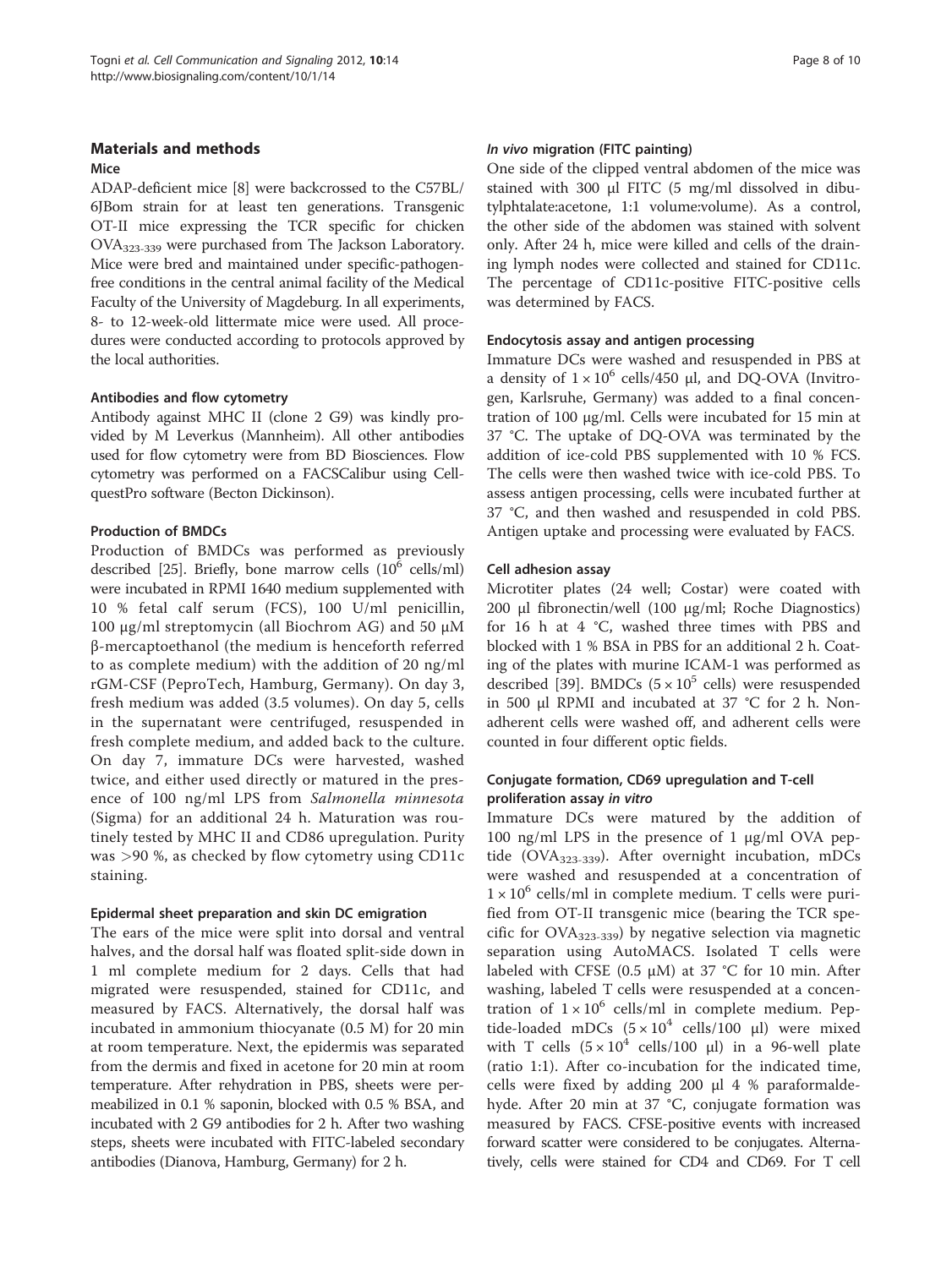## Materials and methods

### Mice

ADAP-deficient mice [8] were backcrossed to the C57BL/6JBom strain for at least ten generations. Transgenic OT-II mice expressing the TCR specific for chicken $OVA_{323-339}$ were purchased from The Jackson Laboratory. Mice were bred and maintained under specific-pathogen-free conditions in the central animal facility of the Medical Faculty of the University of Magdeburg. In all experiments, 8- to 12-week-old littermate mice were used. All procedures were conducted according to protocols approved by the local authorities.

### Antibodies and flow cytometry

Antibody against MHC II (clone 2 G9) was kindly provided by M Leverkus (Mannheim). All other antibodies used for flow cytometry were from BD Biosciences. Flow cytometry was performed on a FACSCalibur using CellquestPro software (Becton Dickinson).

### Production of BMDCs

Production of BMDCs was performed as previously described [25]. Briefly, bone marrow cells ($10^6$ cells/ml) were incubated in RPMI 1640 medium supplemented with 10 % fetal calf serum (FCS), 100 U/ml penicillin, 100 μg/ml streptomycin (all Biochrom AG) and 50 μM β-mercaptoethanol (the medium is henceforth referred to as complete medium) with the addition of 20 ng/ml rGM-CSF (PeproTech, Hamburg, Germany). On day 3, fresh medium was added (3.5 volumes). On day 5, cells in the supernatant were centrifuged, resuspended in fresh complete medium, and added back to the culture. On day 7, immature DCs were harvested, washed twice, and either used directly or matured in the presence of 100 ng/ml LPS from *Salmonella minnesota* (Sigma) for an additional 24 h. Maturation was routinely tested by MHC II and CD86 upregulation. Purity was >90 %, as checked by flow cytometry using CD11c staining.

### Epidermal sheet preparation and skin DC emigration

The ears of the mice were split into dorsal and ventral halves, and the dorsal half was floated split-side down in 1 ml complete medium for 2 days. Cells that had migrated were resuspended, stained for CD11c, and measured by FACS. Alternatively, the dorsal half was incubated in ammonium thiocyanate (0.5 M) for 20 min at room temperature. Next, the epidermis was separated from the dermis and fixed in acetone for 20 min at room temperature. After rehydration in PBS, sheets were permeabilized in 0.1 % saponin, blocked with 0.5 % BSA, and incubated with 2 G9 antibodies for 2 h. After two washing steps, sheets were incubated with FITC-labeled secondary antibodies (Dianova, Hamburg, Germany) for 2 h.

### *In vivo* migration (FITC painting)

One side of the clipped ventral abdomen of the mice was stained with 300 μl FITC (5 mg/ml dissolved in dibutylphthalate:acetone, 1:1 volume:volume). As a control, the other side of the abdomen was stained with solvent only. After 24 h, mice were killed and cells of the draining lymph nodes were collected and stained for CD11c. The percentage of CD11c-positive FITC-positive cells was determined by FACS.

### Endocytosis assay and antigen processing

Immature DCs were washed and resuspended in PBS at a density of $1 \times 10^6$ cells/450 μl, and DQ-OVA (Invitrogen, Karlsruhe, Germany) was added to a final concentration of 100 μg/ml. Cells were incubated for 15 min at 37 °C. The uptake of DQ-OVA was terminated by the addition of ice-cold PBS supplemented with 10 % FCS. The cells were then washed twice with ice-cold PBS. To assess antigen processing, cells were incubated further at 37 °C, and then washed and resuspended in cold PBS. Antigen uptake and processing were evaluated by FACS.

### Cell adhesion assay

Microtiter plates (24 well; Costar) were coated with 200 μl fibronectin/well (100 μg/ml; Roche Diagnostics) for 16 h at 4 °C, washed three times with PBS and blocked with 1 % BSA in PBS for an additional 2 h. Coating of the plates with murine ICAM-1 was performed as described [39]. BMDCs ($5 \times 10^5$ cells) were resuspended in 500 μl RPMI and incubated at 37 °C for 2 h. Nonadherent cells were washed off, and adherent cells were counted in four different optic fields.

### Conjugate formation, CD69 upregulation and T-cell proliferation assay *in vitro*

Immature DCs were matured by the addition of 100 ng/ml LPS in the presence of 1 μg/ml OVA peptide ($OVA_{323-339}$). After overnight incubation, mDCs were washed and resuspended at a concentration of $1 \times 10^6$ cells/ml in complete medium. T cells were purified from OT-II transgenic mice (bearing the TCR specific for $OVA_{323-339}$) by negative selection via magnetic separation using AutoMACS. Isolated T cells were labeled with CFSE (0.5 μM) at 37 °C for 10 min. After washing, labeled T cells were resuspended at a concentration of $1 \times 10^6$ cells/ml in complete medium. Peptide-loaded mDCs ($5 \times 10^4$ cells/100 μl) were mixed with T cells ($5 \times 10^4$ cells/100 μl) in a 96-well plate (ratio 1:1). After co-incubation for the indicated time, cells were fixed by adding 200 μl 4 % paraformaldehyde. After 20 min at 37 °C, conjugate formation was measured by FACS. CFSE-positive events with increased forward scatter were considered to be conjugates. Alternatively, cells were stained for CD4 and CD69. For T cell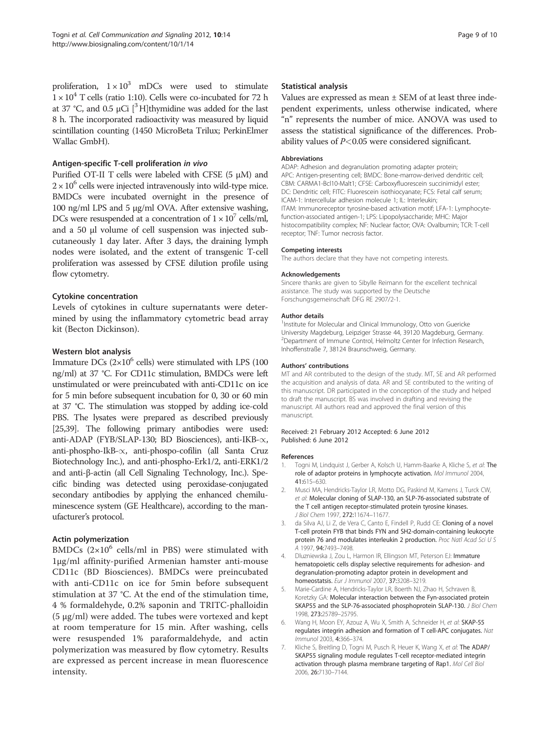proliferation, $1 \times 10^3$ mDCs were used to stimulate $1 \times 10^4$ T cells (ratio 1:10). Cells were co-incubated for 72 h at 37 °C, and 0.5 μCi [$^3$H]thymidine was added for the last 8 h. The incorporated radioactivity was measured by liquid scintillation counting (1450 MicroBeta Trilux; PerkinElmer Wallac GmbH).

### Antigen-specific T-cell proliferation *in vivo*

Purified OT-II T cells were labeled with CFSE (5 μM) and $2 \times 10^6$ cells were injected intravenously into wild-type mice. BMDCs were incubated overnight in the presence of 100 ng/ml LPS and 5 μg/ml OVA. After extensive washing, DCs were resuspended at a concentration of $1 \times 10^7$ cells/ml, and a 50 μl volume of cell suspension was injected subcutaneously 1 day later. After 3 days, the draining lymph nodes were isolated, and the extent of transgenic T-cell proliferation was assessed by CFSE dilution profile using flow cytometry.

### Cytokine concentration

Levels of cytokines in culture supernatants were determined by using the inflammatory cytometric bead array kit (Becton Dickinson).

### Western blot analysis

Immature DCs ($2\times10^6$ cells) were stimulated with LPS (100 ng/ml) at 37 °C. For CD11c stimulation, BMDCs were left unstimulated or were preincubated with anti-CD11c on ice for 5 min before subsequent incubation for 0, 30 or 60 min at 37 °C. The stimulation was stopped by adding ice-cold PBS. The lysates were prepared as described previously [25,39]. The following primary antibodies were used: anti-ADAP (FYB/SLAP-130; BD Biosciences), anti-IKB-∝, anti-phospho-IkB-∝, anti-phospo-cofilin (all Santa Cruz Biotechnology Inc.), and anti-phospho-Erk1/2, anti-ERK1/2 and anti-β-actin (all Cell Signaling Technology, Inc.). Specific binding was detected using peroxidase-conjugated secondary antibodies by applying the enhanced chemiluminescence system (GE Healthcare), according to the manufacturer's protocol.

### Actin polymerization

BMDCs ($2\times10^6$ cells/ml in PBS) were stimulated with 1μg/ml affinity-purified Armenian hamster anti-mouse CD11c (BD Biosciences). BMDCs were preincubated with anti-CD11c on ice for 5min before subsequent stimulation at 37 °C. At the end of the stimulation time, 4 % formaldehyde, 0.2% saponin and TRITC-phalloidin (5 μg/ml) were added. The tubes were vortexed and kept at room temperature for 15 min. After washing, cells were resuspended 1% paraformaldehyde, and actin polymerization was measured by flow cytometry. Results are expressed as percent increase in mean fluorescence intensity.

### Statistical analysis

Values are expressed as mean ± SEM of at least three independent experiments, unless otherwise indicated, where "n" represents the number of mice. ANOVA was used to assess the statistical significance of the differences. Probability values of $P<0.05$ were considered significant.

#### Abbreviations

ADAP: Adhesion and degranulation promoting adapter protein; APC: Antigen-presenting cell; BMDC: Bone-marrow-derived dendritic cell; CBM: CARMA1-Bcl10-Malt1; CFSE: Carboxyfluorescein succinimidyl ester; DC: Dendritic cell; FITC: Fluorescein isothiocyanate; FCS: Fetal calf serum; ICAM-1: Intercellular adhesion molecule 1; IL: Interleukin; ITAM: Immunoreceptor tyrosine-based activation motif; LFA-1: Lymphocyte-function-associated antigen-1; LPS: Lipopolysaccharide; MHC: Major histocompatibility complex; NF: Nuclear factor; OVA: Ovalbumin; TCR: T-cell receptor; TNF: Tumor necrosis factor.

#### Competing interests

The authors declare that they have not competing interests.

#### Acknowledgements

Sincere thanks are given to Sibylle Reimann for the excellent technical assistance. The study was supported by the Deutsche Forschungsgemeinschaft DFG RE 2907/2-1.

#### Author details

[1]Institute for Molecular and Clinical Immunology, Otto von Guericke University Magdeburg, Leipziger Strasse 44, 39120 Magdeburg, Germany. [2]Department of Immune Control, Helmoltz Center for Infection Research, Inhoffenstraße 7, 38124 Braunschweig, Germany.

#### Authors' contributions

MT and AR contributed to the design of the study. MT, SE and AR performed the acquisition and analysis of data. AR and SE contributed to the writing of this manuscript. DR participated in the conception of the study and helped to draft the manuscript. BS was involved in drafting and revising the manuscript. All authors read and approved the final version of this manuscript.

Received: 21 February 2012 Accepted: 6 June 2012
Published: 6 June 2012

#### References

1. Togni M, Lindquist J, Gerber A, Kolsch U, Hamm-Baarke A, Kliche S, *et al*: **The role of adaptor proteins in lymphocyte activation.** *Mol Immunol* 2004, **41:**615–630.
2. Musci MA, Hendricks-Taylor LR, Motto DG, Paskind M, Kamens J, Turck CW, *et al*: **Molecular cloning of SLAP-130, an SLP-76-associated substrate of the T cell antigen receptor-stimulated protein tyrosine kinases.** *J Biol Chem* 1997, **272:**11674–11677.
3. da Silva AJ, Li Z, de Vera C, Canto E, Findell P, Rudd CE: **Cloning of a novel T-cell protein FYB that binds FYN and SH2-domain-containing leukocyte protein 76 and modulates interleukin 2 production.** *Proc Natl Acad Sci U S A* 1997, **94:**7493–7498.
4. Dluzniewska J, Zou L, Harmon IR, Ellingson MT, Peterson EJ: **Immature hematopoietic cells display selective requirements for adhesion- and degranulation-promoting adaptor protein in development and homeostatsis.** *Eur J Immunol* 2007, **37:**3208–3219.
5. Marie-Cardine A, Hendricks-Taylor LR, Boerth NJ, Zhao H, Schraven B, Koretzky GA: **Molecular interaction between the Fyn-associated protein SKAP55 and the SLP-76-associated phosphoprotein SLAP-130.** *J Biol Chem* 1998, **273:**25789–25795.
6. Wang H, Moon EY, Azouz A, Wu X, Smith A, Schneider H, *et al*: **SKAP-55 regulates integrin adhesion and formation of T cell-APC conjugates.** *Nat Immunol* 2003, **4:**366–374.
7. Kliche S, Breitling D, Togni M, Pusch R, Heuer K, Wang X, *et al*: **The ADAP/SKAP55 signaling module regulates T-cell receptor-mediated integrin activation through plasma membrane targeting of Rap1.** *Mol Cell Biol* 2006, **26:**7130–7144.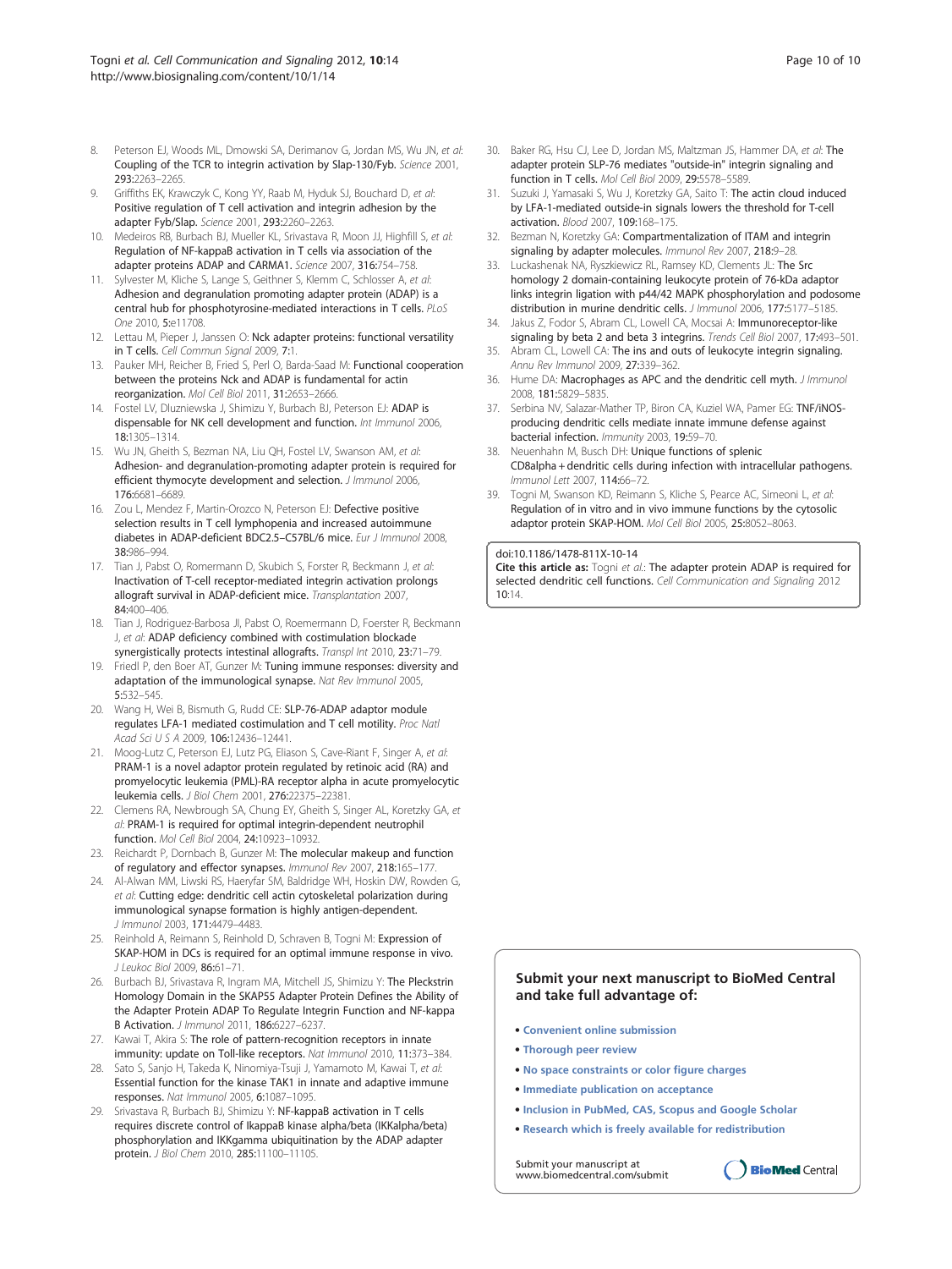8. Peterson EJ, Woods ML, Dmowski SA, Derimanov G, Jordan MS, Wu JN, *et al*: **Coupling of the TCR to integrin activation by Slap-130/Fyb.** *Science* 2001, **293**:2263–2265.
9. Griffiths EK, Krawczyk C, Kong YY, Raab M, Hyduk SJ, Bouchard D, *et al*: **Positive regulation of T cell activation and integrin adhesion by the adapter Fyb/Slap.** *Science* 2001, **293**:2260–2263.
10. Medeiros RB, Burbach BJ, Mueller KL, Srivastava R, Moon JJ, Highfill S, *et al*: **Regulation of NF-kappaB activation in T cells via association of the adapter proteins ADAP and CARMA1.** *Science* 2007, **316**:754–758.
11. Sylvester M, Kliche S, Lange S, Geithner S, Klemm C, Schlosser A, *et al*: **Adhesion and degranulation promoting adapter protein (ADAP) is a central hub for phosphotyrosine-mediated interactions in T cells.** *PLoS One* 2010, **5**:e11708.
12. Lettau M, Pieper J, Janssen O: **Nck adapter proteins: functional versatility in T cells.** *Cell Commun Signal* 2009, **7**:1.
13. Pauker MH, Reicher B, Fried S, Perl O, Barda-Saad M: **Functional cooperation between the proteins Nck and ADAP is fundamental for actin reorganization.** *Mol Cell Biol* 2011, **31**:2653–2666.
14. Fostel LV, Dluzniewska J, Shimizu Y, Burbach BJ, Peterson EJ: **ADAP is dispensable for NK cell development and function.** *Int Immunol* 2006, **18**:1305–1314.
15. Wu JN, Gheith S, Bezman NA, Liu QH, Fostel LV, Swanson AM, *et al*: **Adhesion- and degranulation-promoting adapter protein is required for efficient thymocyte development and selection.** *J Immunol* 2006, **176**:6681–6689.
16. Zou L, Mendez F, Martin-Orozco N, Peterson EJ: **Defective positive selection results in T cell lymphopenia and increased autoimmune diabetes in ADAP-deficient BDC2.5–C57BL/6 mice.** *Eur J Immunol* 2008, **38**:986–994.
17. Tian J, Pabst O, Romermann D, Skubich S, Forster R, Beckmann J, *et al*: **Inactivation of T-cell receptor-mediated integrin activation prolongs allograft survival in ADAP-deficient mice.** *Transplantation* 2007, **84**:400–406.
18. Tian J, Rodriguez-Barbosa JI, Pabst O, Roemermann D, Foerster R, Beckmann J, *et al*: **ADAP deficiency combined with costimulation blockade synergistically protects intestinal allografts.** *Transpl Int* 2010, **23**:71–79.
19. Friedl P, den Boer AT, Gunzer M: **Tuning immune responses: diversity and adaptation of the immunological synapse.** *Nat Rev Immunol* 2005, **5**:532–545.
20. Wang H, Wei B, Bismuth G, Rudd CE: **SLP-76-ADAP adaptor module regulates LFA-1 mediated costimulation and T cell motility.** *Proc Natl Acad Sci U S A* 2009, **106**:12436–12441.
21. Moog-Lutz C, Peterson EJ, Lutz PG, Eliason S, Cave-Riant F, Singer A, *et al*: **PRAM-1 is a novel adaptor protein regulated by retinoic acid (RA) and promyelocytic leukemia (PML)-RA receptor alpha in acute promyelocytic leukemia cells.** *J Biol Chem* 2001, **276**:22375–22381.
22. Clemens RA, Newbrough SA, Chung EY, Gheith S, Singer AL, Koretzky GA, *et al*: **PRAM-1 is required for optimal integrin-dependent neutrophil function.** *Mol Cell Biol* 2004, **24**:10923–10932.
23. Reichardt P, Dornbach B, Gunzer M: **The molecular makeup and function of regulatory and effector synapses.** *Immunol Rev* 2007, **218**:165–177.
24. Al-Alwan MM, Liwski RS, Haeryfar SM, Baldridge WH, Hoskin DW, Rowden G, *et al*: **Cutting edge: dendritic cell actin cytoskeletal polarization during immunological synapse formation is highly antigen-dependent.** *J Immunol* 2003, **171**:4479–4483.
25. Reinhold A, Reimann S, Reinhold D, Schraven B, Togni M: **Expression of SKAP-HOM in DCs is required for an optimal immune response in vivo.** *J Leukoc Biol* 2009, **86**:61–71.
26. Burbach BJ, Srivastava R, Ingram MA, Mitchell JS, Shimizu Y: **The Pleckstrin Homology Domain in the SKAP55 Adapter Protein Defines the Ability of the Adapter Protein ADAP To Regulate Integrin Function and NF-kappa B Activation.** *J Immunol* 2011, **186**:6227–6237.
27. Kawai T, Akira S: **The role of pattern-recognition receptors in innate immunity: update on Toll-like receptors.** *Nat Immunol* 2010, **11**:373–384.
28. Sato S, Sanjo H, Takeda K, Ninomiya-Tsuji J, Yamamoto M, Kawai T, *et al*: **Essential function for the kinase TAK1 in innate and adaptive immune responses.** *Nat Immunol* 2005, **6**:1087–1095.
29. Srivastava R, Burbach BJ, Shimizu Y: **NF-kappaB activation in T cells requires discrete control of IkappaB kinase alpha/beta (IKKalpha/beta) phosphorylation and IKKgamma ubiquitination by the ADAP adapter protein.** *J Biol Chem* 2010, **285**:11100–11105.
30. Baker RG, Hsu CJ, Lee D, Jordan MS, Maltzman JS, Hammer DA, *et al*: **The adapter protein SLP-76 mediates "outside-in" integrin signaling and function in T cells.** *Mol Cell Biol* 2009, **29**:5578–5589.
31. Suzuki J, Yamasaki S, Wu J, Koretzky GA, Saito T: **The actin cloud induced by LFA-1-mediated outside-in signals lowers the threshold for T-cell activation.** *Blood* 2007, **109**:168–175.
32. Bezman N, Koretzky GA: **Compartmentalization of ITAM and integrin signaling by adapter molecules.** *Immunol Rev* 2007, **218**:9–28.
33. Luckashenak NA, Ryszkiewicz RL, Ramsey KD, Clements JL: **The Src homology 2 domain-containing leukocyte protein of 76-kDa adaptor links integrin ligation with p44/42 MAPK phosphorylation and podosome distribution in murine dendritic cells.** *J Immunol* 2006, **177**:5177–5185.
34. Jakus Z, Fodor S, Abram CL, Lowell CA, Mocsai A: **Immunoreceptor-like signaling by beta 2 and beta 3 integrins.** *Trends Cell Biol* 2007, **17**:493–501.
35. Abram CL, Lowell CA: **The ins and outs of leukocyte integrin signaling.** *Annu Rev Immunol* 2009, **27**:339–362.
36. Hume DA: **Macrophages as APC and the dendritic cell myth.** *J Immunol* 2008, **181**:5829–5835.
37. Serbina NV, Salazar-Mather TP, Biron CA, Kuziel WA, Pamer EG: **TNF/iNOS-producing dendritic cells mediate innate immune defense against bacterial infection.** *Immunity* 2003, **19**:59–70.
38. Neuenhahn M, Busch DH: **Unique functions of splenic CD8alpha + dendritic cells during infection with intracellular pathogens.** *Immunol Lett* 2007, **114**:66–72.
39. Togni M, Swanson KD, Reimann S, Kliche S, Pearce AC, Simeoni L, *et al*: **Regulation of in vitro and in vivo immune functions by the cytosolic adaptor protein SKAP-HOM.** *Mol Cell Biol* 2005, **25**:8052–8063.

doi:10.1186/1478-811X-10-14

**Cite this article as:** Togni *et al.*: The adapter protein ADAP is required for selected dendritic cell functions. *Cell Communication and Signaling* 2012 **10**:14.

**Submit your next manuscript to BioMed Central and take full advantage of:**

- **Convenient online submission**
- **Thorough peer review**
- **No space constraints or color figure charges**
- **Immediate publication on acceptance**
- **Inclusion in PubMed, CAS, Scopus and Google Scholar**
- **Research which is freely available for redistribution**

Submit your manuscript at
www.biomedcentral.com/submit

BioMed Central